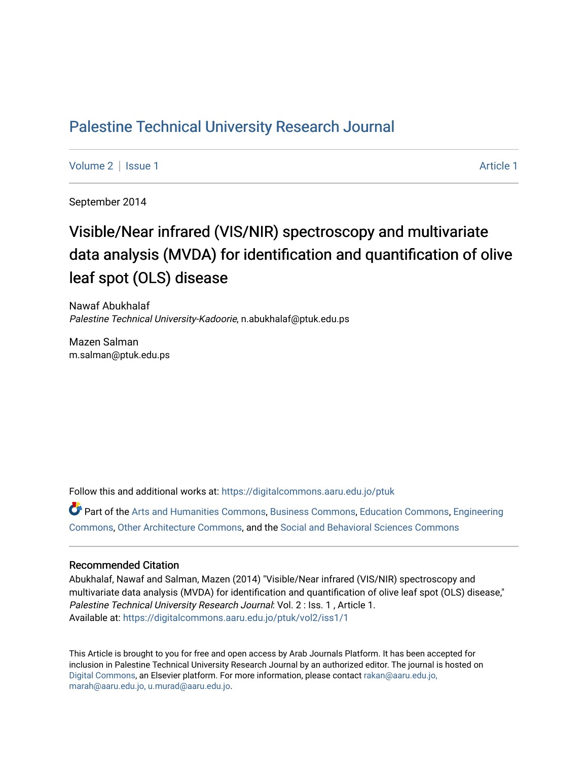# Palestine Technical University Research Journal

Volume 2 | Issue 1 — Article 1

September 2014

## Visible/Near infrared (VIS/NIR) spectroscopy and multivariate data analysis (MVDA) for identification and quantification of olive leaf spot (OLS) disease

Nawaf Abukhalaf
*Palestine Technical University-Kadoorie*, n.abukhalaf@ptuk.edu.ps

Mazen Salman
m.salman@ptuk.edu.ps

Follow this and additional works at: https://digitalcommons.aaru.edu.jo/ptuk

Part of the Arts and Humanities Commons, Business Commons, Education Commons, Engineering Commons, Other Architecture Commons, and the Social and Behavioral Sciences Commons

### Recommended Citation

Abukhalaf, Nawaf and Salman, Mazen (2014) "Visible/Near infrared (VIS/NIR) spectroscopy and multivariate data analysis (MVDA) for identification and quantification of olive leaf spot (OLS) disease," *Palestine Technical University Research Journal*: Vol. 2 : Iss. 1 , Article 1.
Available at: https://digitalcommons.aaru.edu.jo/ptuk/vol2/iss1/1

This Article is brought to you for free and open access by Arab Journals Platform. It has been accepted for inclusion in Palestine Technical University Research Journal by an authorized editor. The journal is hosted on Digital Commons, an Elsevier platform. For more information, please contact rakan@aaru.edu.jo, marah@aaru.edu.jo, u.murad@aaru.edu.jo.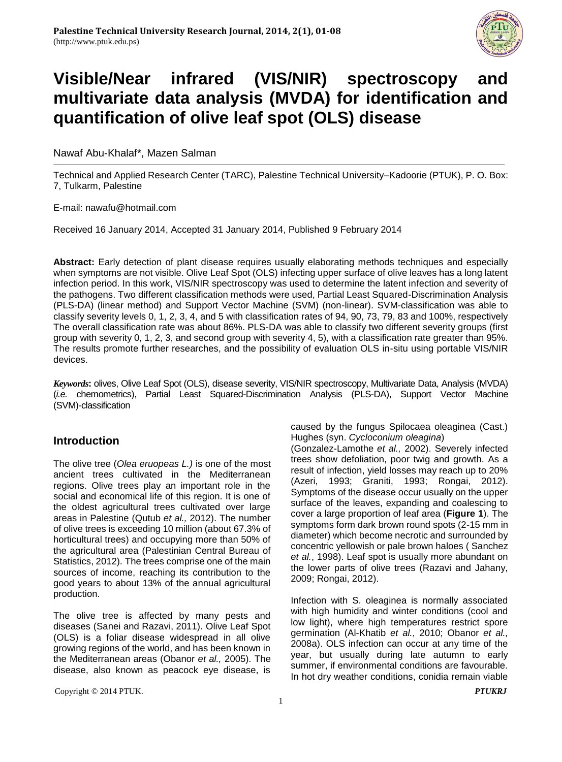# Visible/Near infrared (VIS/NIR) spectroscopy and multivariate data analysis (MVDA) for identification and quantification of olive leaf spot (OLS) disease

Nawaf Abu-Khalaf*, Mazen Salman

Technical and Applied Research Center (TARC), Palestine Technical University–Kadoorie (PTUK), P. O. Box: 7, Tulkarm, Palestine

E-mail: nawafu@hotmail.com

Received 16 January 2014, Accepted 31 January 2014, Published 9 February 2014

**Abstract:** Early detection of plant disease requires usually elaborating methods techniques and especially when symptoms are not visible. Olive Leaf Spot (OLS) infecting upper surface of olive leaves has a long latent infection period. In this work, VIS/NIR spectroscopy was used to determine the latent infection and severity of the pathogens. Two different classification methods were used, Partial Least Squared-Discrimination Analysis (PLS-DA) (linear method) and Support Vector Machine (SVM) (non-linear). SVM-classification was able to classify severity levels 0, 1, 2, 3, 4, and 5 with classification rates of 94, 90, 73, 79, 83 and 100%, respectively The overall classification rate was about 86%. PLS-DA was able to classify two different severity groups (first group with severity 0, 1, 2, 3, and second group with severity 4, 5), with a classification rate greater than 95%. The results promote further researches, and the possibility of evaluation OLS in-situ using portable VIS/NIR devices.

***Keywords*:** olives, Olive Leaf Spot (OLS), disease severity, VIS/NIR spectroscopy, Multivariate Data, Analysis (MVDA) (*i.e.* chemometrics), Partial Least Squared-Discrimination Analysis (PLS-DA), Support Vector Machine (SVM)-classification

## Introduction

The olive tree (*Olea eruopeas L.)* is one of the most ancient trees cultivated in the Mediterranean regions. Olive trees play an important role in the social and economical life of this region. It is one of the oldest agricultural trees cultivated over large areas in Palestine (Qutub *et al.,* 2012). The number of olive trees is exceeding 10 million (about 67.3% of horticultural trees) and occupying more than 50% of the agricultural area (Palestinian Central Bureau of Statistics, 2012). The trees comprise one of the main sources of income, reaching its contribution to the good years to about 13% of the annual agricultural production.

The olive tree is affected by many pests and diseases (Sanei and Razavi, 2011). Olive Leaf Spot (OLS) is a foliar disease widespread in all olive growing regions of the world, and has been known in the Mediterranean areas (Obanor *et al.,* 2005). The disease, also known as peacock eye disease, is caused by the fungus Spilocaea oleaginea (Cast.) Hughes (syn. *Cycloconium oleagina*) (Gonzalez-Lamothe *et al.,* 2002). Severely infected trees show defoliation, poor twig and growth. As a result of infection, yield losses may reach up to 20% (Azeri, 1993; Graniti, 1993; Rongai, 2012). Symptoms of the disease occur usually on the upper surface of the leaves, expanding and coalescing to cover a large proportion of leaf area (**Figure 1**). The symptoms form dark brown round spots (2-15 mm in diameter) which become necrotic and surrounded by concentric yellowish or pale brown haloes ( Sanchez *et al.*, 1998). Leaf spot is usually more abundant on the lower parts of olive trees (Razavi and Jahany, 2009; Rongai, 2012).

Infection with S. oleaginea is normally associated with high humidity and winter conditions (cool and low light), where high temperatures restrict spore germination (Al-Khatib *et al.*, 2010; Obanor *et al.,* 2008a). OLS infection can occur at any time of the year, but usually during late autumn to early summer, if environmental conditions are favourable. In hot dry weather conditions, conidia remain viable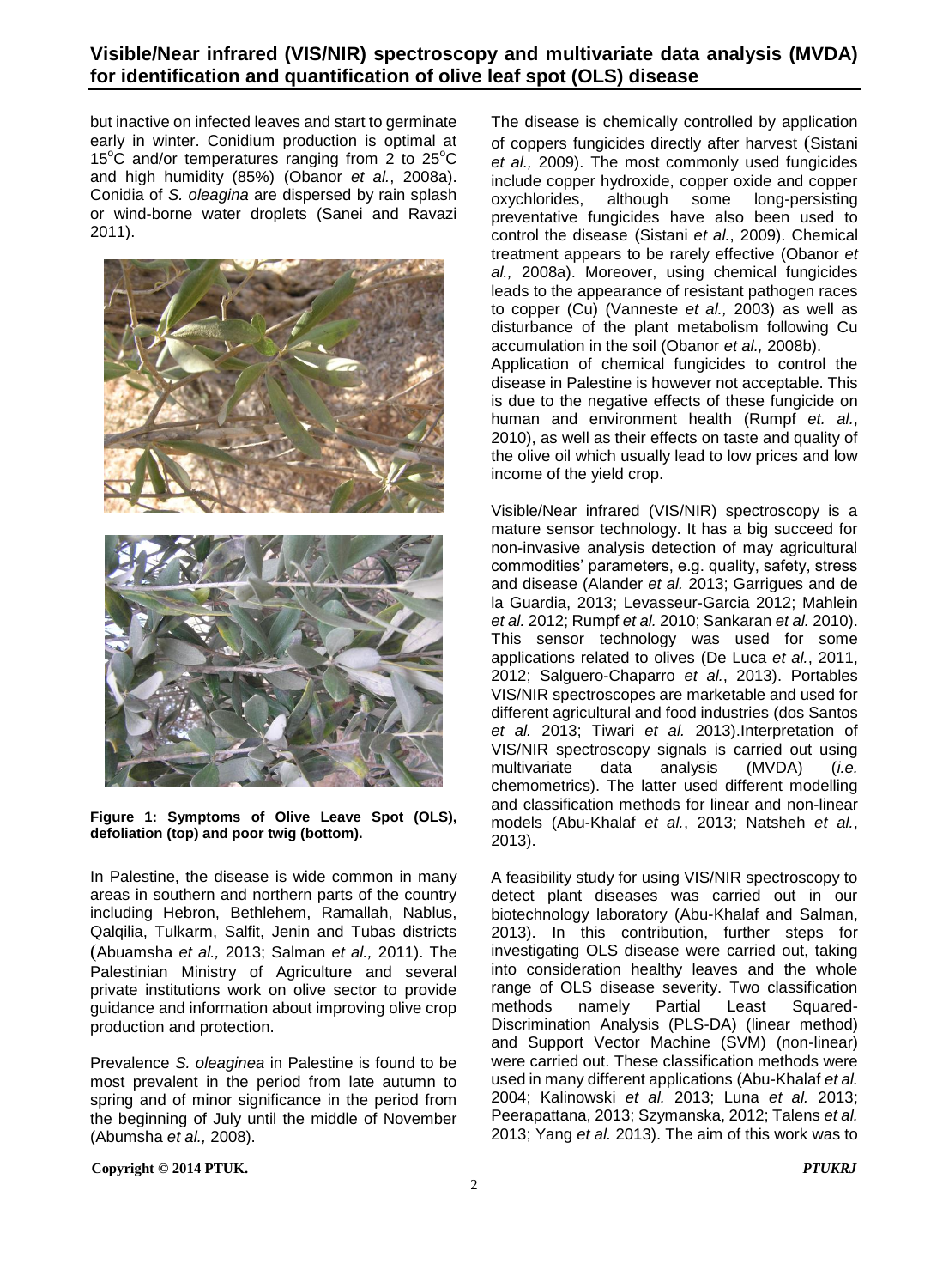but inactive on infected leaves and start to germinate early in winter. Conidium production is optimal at 15$^{o}$C and/or temperatures ranging from 2 to 25$^{o}$C and high humidity (85%) (Obanor *et al.*, 2008a). Conidia of *S. oleagina* are dispersed by rain splash or wind-borne water droplets (Sanei and Ravazi 2011).

**Figure 1: Symptoms of Olive Leave Spot (OLS), defoliation (top) and poor twig (bottom).**

In Palestine, the disease is wide common in many areas in southern and northern parts of the country including Hebron, Bethlehem, Ramallah, Nablus, Qalqilia, Tulkarm, Salfit, Jenin and Tubas districts (Abuamsha *et al.,* 2013; Salman *et al.,* 2011). The Palestinian Ministry of Agriculture and several private institutions work on olive sector to provide guidance and information about improving olive crop production and protection.

Prevalence *S. oleaginea* in Palestine is found to be most prevalent in the period from late autumn to spring and of minor significance in the period from the beginning of July until the middle of November (Abumsha *et al.,* 2008).

The disease is chemically controlled by application of coppers fungicides directly after harvest (Sistani *et al.,* 2009). The most commonly used fungicides include copper hydroxide, copper oxide and copper oxychlorides, although some long-persisting preventative fungicides have also been used to control the disease (Sistani *et al.*, 2009). Chemical treatment appears to be rarely effective (Obanor *et al.,* 2008a). Moreover, using chemical fungicides leads to the appearance of resistant pathogen races to copper (Cu) (Vanneste *et al.,* 2003) as well as disturbance of the plant metabolism following Cu accumulation in the soil (Obanor *et al.,* 2008b).
Application of chemical fungicides to control the disease in Palestine is however not acceptable. This is due to the negative effects of these fungicide on human and environment health (Rumpf *et. al.*, 2010), as well as their effects on taste and quality of the olive oil which usually lead to low prices and low income of the yield crop.

Visible/Near infrared (VIS/NIR) spectroscopy is a mature sensor technology. It has a big succeed for non-invasive analysis detection of may agricultural commodities' parameters, e.g. quality, safety, stress and disease (Alander *et al.* 2013; Garrigues and de la Guardia, 2013; Levasseur-Garcia 2012; Mahlein *et al.* 2012; Rumpf *et al.* 2010; Sankaran *et al.* 2010). This sensor technology was used for some applications related to olives (De Luca *et al.*, 2011, 2012; Salguero-Chaparro *et al.*, 2013). Portables VIS/NIR spectroscopes are marketable and used for different agricultural and food industries (dos Santos *et al.* 2013; Tiwari *et al.* 2013).Interpretation of VIS/NIR spectroscopy signals is carried out using multivariate data analysis (MVDA) (*i.e.* chemometrics). The latter used different modelling and classification methods for linear and non-linear models (Abu-Khalaf *et al.*, 2013; Natsheh *et al.*, 2013).

A feasibility study for using VIS/NIR spectroscopy to detect plant diseases was carried out in our biotechnology laboratory (Abu-Khalaf and Salman, 2013). In this contribution, further steps for investigating OLS disease were carried out, taking into consideration healthy leaves and the whole range of OLS disease severity. Two classification methods namely Partial Least Squared-Discrimination Analysis (PLS-DA) (linear method) and Support Vector Machine (SVM) (non-linear) were carried out. These classification methods were used in many different applications (Abu-Khalaf *et al.* 2004; Kalinowski *et al.* 2013; Luna *et al.* 2013; Peerapattana, 2013; Szymanska, 2012; Talens *et al.* 2013; Yang *et al.* 2013). The aim of this work was to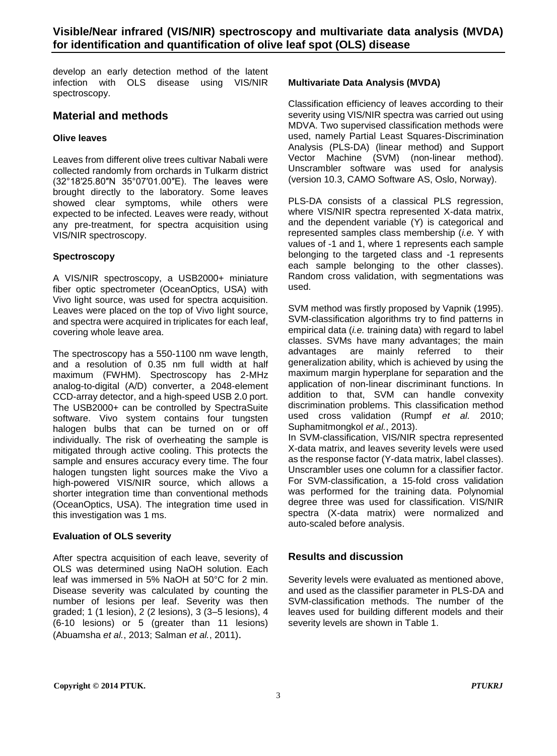develop an early detection method of the latent infection with OLS disease using VIS/NIR spectroscopy.

## Material and methods

### Olive leaves

Leaves from different olive trees cultivar Nabali were collected randomly from orchards in Tulkarm district (32°18′25.80″N 35°07′01.00″E). The leaves were brought directly to the laboratory. Some leaves showed clear symptoms, while others were expected to be infected. Leaves were ready, without any pre-treatment, for spectra acquisition using VIS/NIR spectroscopy.

### Spectroscopy

A VIS/NIR spectroscopy, a USB2000+ miniature fiber optic spectrometer (OceanOptics, USA) with Vivo light source, was used for spectra acquisition. Leaves were placed on the top of Vivo light source, and spectra were acquired in triplicates for each leaf, covering whole leave area.

The spectroscopy has a 550-1100 nm wave length, and a resolution of 0.35 nm full width at half maximum (FWHM). Spectroscopy has 2-MHz analog-to-digital (A/D) converter, a 2048-element CCD-array detector, and a high-speed USB 2.0 port. The USB2000+ can be controlled by SpectraSuite software. Vivo system contains four tungsten halogen bulbs that can be turned on or off individually. The risk of overheating the sample is mitigated through active cooling. This protects the sample and ensures accuracy every time. The four halogen tungsten light sources make the Vivo a high-powered VIS/NIR source, which allows a shorter integration time than conventional methods (OceanOptics, USA). The integration time used in this investigation was 1 ms.

### Evaluation of OLS severity

After spectra acquisition of each leave, severity of OLS was determined using NaOH solution. Each leaf was immersed in 5% NaOH at 50°C for 2 min. Disease severity was calculated by counting the number of lesions per leaf. Severity was then graded; 1 (1 lesion), 2 (2 lesions), 3 (3–5 lesions), 4 (6-10 lesions) or 5 (greater than 11 lesions) (Abuamsha *et al.*, 2013; Salman *et al.*, 2011).

### Multivariate Data Analysis (MVDA)

Classification efficiency of leaves according to their severity using VIS/NIR spectra was carried out using MDVA. Two supervised classification methods were used, namely Partial Least Squares-Discrimination Analysis (PLS-DA) (linear method) and Support Vector Machine (SVM) (non-linear method). Unscrambler software was used for analysis (version 10.3, CAMO Software AS, Oslo, Norway).

PLS-DA consists of a classical PLS regression, where VIS/NIR spectra represented X-data matrix, and the dependent variable (Y) is categorical and represented samples class membership (*i.e.* Y with values of -1 and 1, where 1 represents each sample belonging to the targeted class and -1 represents each sample belonging to the other classes). Random cross validation, with segmentations was used.

SVM method was firstly proposed by Vapnik (1995). SVM-classification algorithms try to find patterns in empirical data (*i.e.* training data) with regard to label classes. SVMs have many advantages; the main advantages are mainly referred to their generalization ability, which is achieved by using the maximum margin hyperplane for separation and the application of non-linear discriminant functions. In addition to that, SVM can handle convexity discrimination problems. This classification method used cross validation (Rumpf *et al.* 2010; Suphamitmongkol *et al.*, 2013).

In SVM-classification, VIS/NIR spectra represented X-data matrix, and leaves severity levels were used as the response factor (Y-data matrix, label classes). Unscrambler uses one column for a classifier factor. For SVM-classification, a 15-fold cross validation was performed for the training data. Polynomial degree three was used for classification. VIS/NIR spectra (X-data matrix) were normalized and auto-scaled before analysis.

## Results and discussion

Severity levels were evaluated as mentioned above, and used as the classifier parameter in PLS-DA and SVM-classification methods. The number of the leaves used for building different models and their severity levels are shown in Table 1.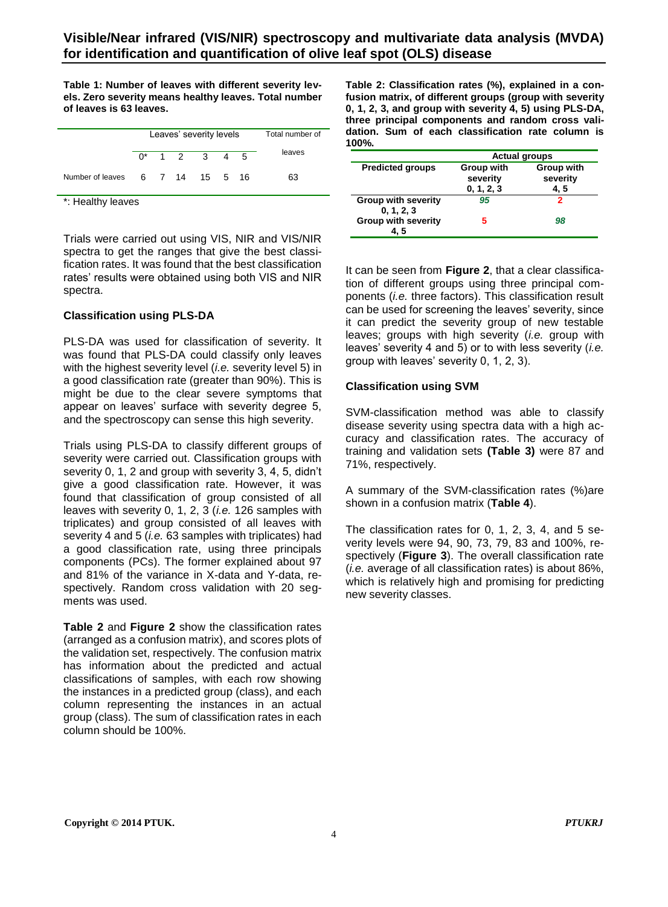**Table 1: Number of leaves with different severity levels. Zero severity means healthy leaves. Total number of leaves is 63 leaves.**

| | Leaves' severity levels | | | | | | Total number of leaves |
|---|---|---|---|---|---|---|---|
| | 0* | 1 | 2 | 3 | 4 | 5 | |
| Number of leaves | 6 | 7 | 14 | 15 | 5 | 16 | 63 |

*: Healthy leaves

Trials were carried out using VIS, NIR and VIS/NIR spectra to get the ranges that give the best classification rates. It was found that the best classification rates' results were obtained using both VIS and NIR spectra.

### Classification using PLS-DA

PLS-DA was used for classification of severity. It was found that PLS-DA could classify only leaves with the highest severity level (*i.e.* severity level 5) in a good classification rate (greater than 90%). This is might be due to the clear severe symptoms that appear on leaves' surface with severity degree 5, and the spectroscopy can sense this high severity.

Trials using PLS-DA to classify different groups of severity were carried out. Classification groups with severity 0, 1, 2 and group with severity 3, 4, 5, didn't give a good classification rate. However, it was found that classification of group consisted of all leaves with severity 0, 1, 2, 3 (*i.e.* 126 samples with triplicates) and group consisted of all leaves with severity 4 and 5 (*i.e.* 63 samples with triplicates) had a good classification rate, using three principals components (PCs). The former explained about 97 and 81% of the variance in X-data and Y-data, respectively. Random cross validation with 20 segments was used.

**Table 2** and **Figure 2** show the classification rates (arranged as a confusion matrix), and scores plots of the validation set, respectively. The confusion matrix has information about the predicted and actual classifications of samples, with each row showing the instances in a predicted group (class), and each column representing the instances in an actual group (class). The sum of classification rates in each column should be 100%.

**Table 2: Classification rates (%), explained in a confusion matrix, of different groups (group with severity 0, 1, 2, 3, and group with severity 4, 5) using PLS-DA, three principal components and random cross validation. Sum of each classification rate column is 100%.**

| Predicted groups | Actual groups: Group with severity 0, 1, 2, 3 | Actual groups: Group with severity 4, 5 |
|---|---|---|
| Group with severity 0, 1, 2, 3 | *95* | 2 |
| Group with severity 4, 5 | 5 | *98* |

It can be seen from **Figure 2**, that a clear classification of different groups using three principal components (*i.e.* three factors). This classification result can be used for screening the leaves' severity, since it can predict the severity group of new testable leaves; groups with high severity (*i.e.* group with leaves' severity 4 and 5) or to with less severity (*i.e.* group with leaves' severity 0, 1, 2, 3).

### Classification using SVM

SVM-classification method was able to classify disease severity using spectra data with a high accuracy and classification rates. The accuracy of training and validation sets **(Table 3)** were 87 and 71%, respectively.

A summary of the SVM-classification rates (%)are shown in a confusion matrix (**Table 4**).

The classification rates for 0, 1, 2, 3, 4, and 5 severity levels were 94, 90, 73, 79, 83 and 100%, respectively (**Figure 3**). The overall classification rate (*i.e.* average of all classification rates) is about 86%, which is relatively high and promising for predicting new severity classes.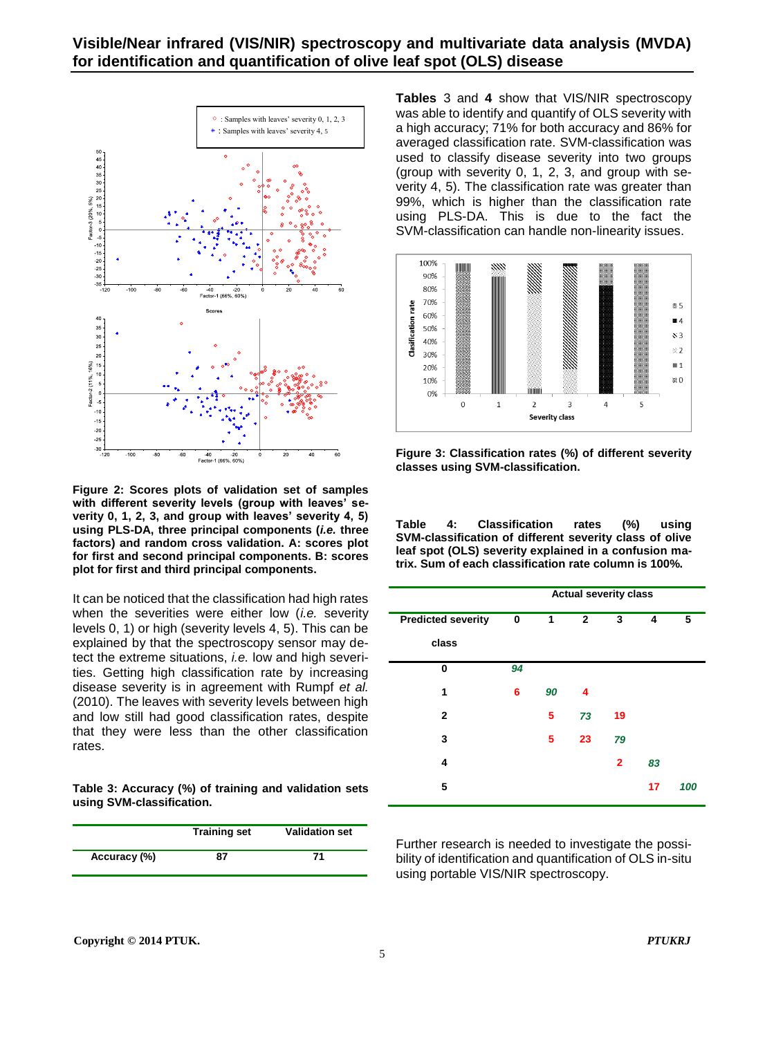Figure 2: Scores plots of validation set of samples with different severity levels (group with leaves' severity 0, 1, 2, 3, and group with leaves' severity 4, 5) using PLS-DA, three principal components (*i.e.* three factors) and random cross validation. A: scores plot for first and second principal components. B: scores plot for first and third principal components.

It can be noticed that the classification had high rates when the severities were either low (*i.e.* severity levels 0, 1) or high (severity levels 4, 5). This can be explained by that the spectroscopy sensor may detect the extreme situations, *i.e.* low and high severities. Getting high classification rate by increasing disease severity is in agreement with Rumpf *et al.* (2010). The leaves with severity levels between high and low still had good classification rates, despite that they were less than the other classification rates.

**Table 3: Accuracy (%) of training and validation sets using SVM-classification.**

| | Training set | Validation set |
|---|---|---|
| Accuracy (%) | 87 | 71 |

**Tables** 3 and **4** show that VIS/NIR spectroscopy was able to identify and quantify of OLS severity with a high accuracy; 71% for both accuracy and 86% for averaged classification rate. SVM-classification was used to classify disease severity into two groups (group with severity 0, 1, 2, 3, and group with severity 4, 5). The classification rate was greater than 99%, which is higher than the classification rate using PLS-DA. This is due to the fact the SVM-classification can handle non-linearity issues.

**Figure 3: Classification rates (%) of different severity classes using SVM-classification.**

**Table 4: Classification rates (%) using SVM-classification of different severity class of olive leaf spot (OLS) severity explained in a confusion matrix. Sum of each classification rate column is 100%.**

| Predicted severity class | Actual severity class 0 | 1 | 2 | 3 | 4 | 5 |
|---|---|---|---|---|---|---|
| 0 | *94* | | | | | |
| 1 | 6 | *90* | 4 | | | |
| 2 | | 5 | *73* | 19 | | |
| 3 | | 5 | 23 | *79* | | |
| 4 | | | | 2 | *83* | |
| 5 | | | | | 17 | *100* |

Further research is needed to investigate the possibility of identification and quantification of OLS in-situ using portable VIS/NIR spectroscopy.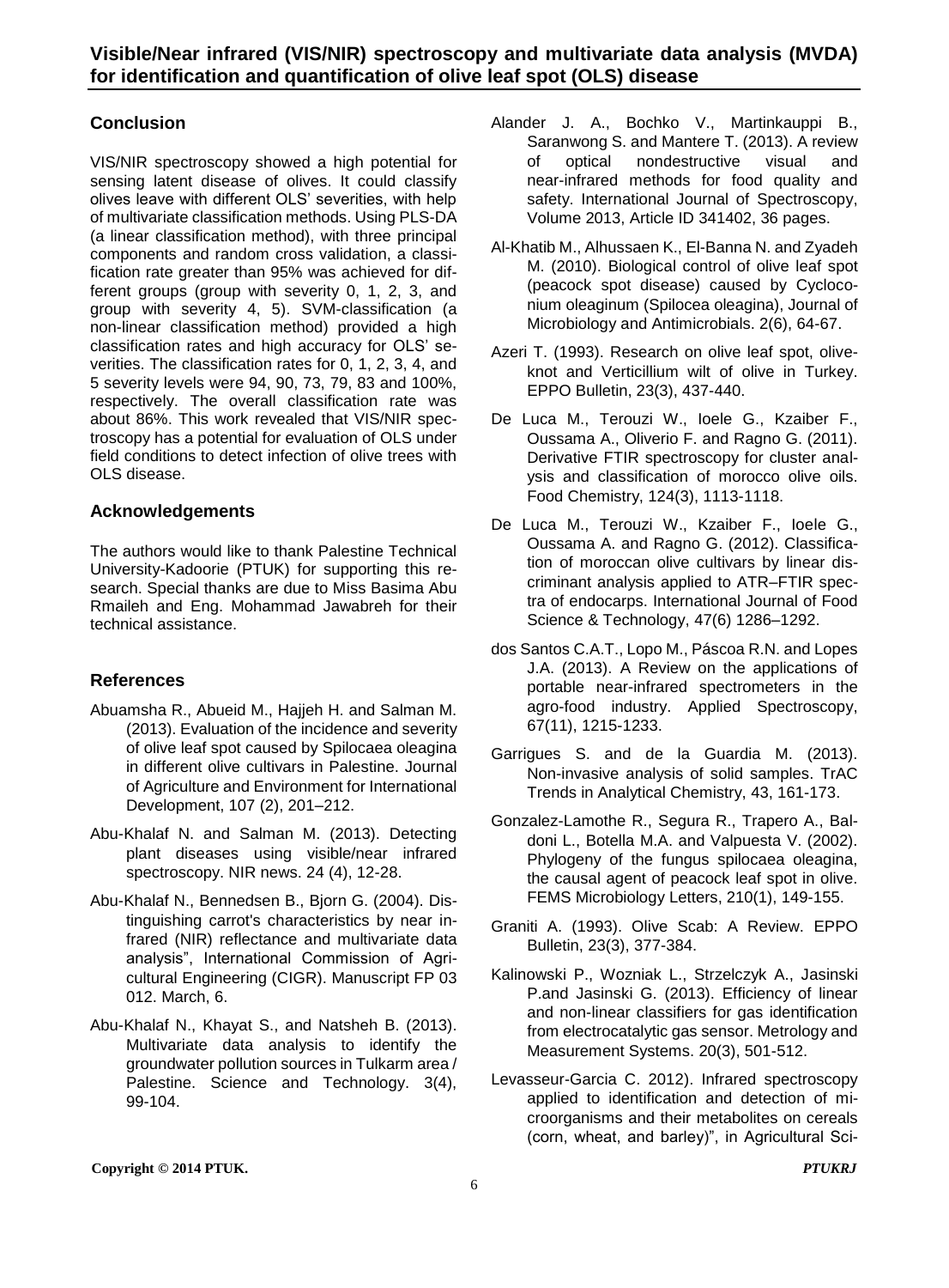## Conclusion

VIS/NIR spectroscopy showed a high potential for sensing latent disease of olives. It could classify olives leave with different OLS' severities, with help of multivariate classification methods. Using PLS-DA (a linear classification method), with three principal components and random cross validation, a classification rate greater than 95% was achieved for different groups (group with severity 0, 1, 2, 3, and group with severity 4, 5). SVM-classification (a non-linear classification method) provided a high classification rates and high accuracy for OLS' severities. The classification rates for 0, 1, 2, 3, 4, and 5 severity levels were 94, 90, 73, 79, 83 and 100%, respectively. The overall classification rate was about 86%. This work revealed that VIS/NIR spectroscopy has a potential for evaluation of OLS under field conditions to detect infection of olive trees with OLS disease.

## Acknowledgements

The authors would like to thank Palestine Technical University-Kadoorie (PTUK) for supporting this research. Special thanks are due to Miss Basima Abu Rmaileh and Eng. Mohammad Jawabreh for their technical assistance.

## References

Abuamsha R., Abueid M., Hajjeh H. and Salman M. (2013). Evaluation of the incidence and severity of olive leaf spot caused by Spilocaea oleagina in different olive cultivars in Palestine. Journal of Agriculture and Environment for International Development, 107 (2), 201–212.

Abu-Khalaf N. and Salman M. (2013). Detecting plant diseases using visible/near infrared spectroscopy. NIR news. 24 (4), 12-28.

Abu-Khalaf N., Bennedsen B., Bjorn G. (2004). Distinguishing carrot's characteristics by near infrared (NIR) reflectance and multivariate data analysis", International Commission of Agricultural Engineering (CIGR). Manuscript FP 03 012. March, 6.

Abu-Khalaf N., Khayat S., and Natsheh B. (2013). Multivariate data analysis to identify the groundwater pollution sources in Tulkarm area / Palestine. Science and Technology. 3(4), 99-104.

Alander J. A., Bochko V., Martinkauppi B., Saranwong S. and Mantere T. (2013). A review of optical nondestructive visual and near-infrared methods for food quality and safety. International Journal of Spectroscopy, Volume 2013, Article ID 341402, 36 pages.

Al-Khatib M., Alhussaen K., El-Banna N. and Zyadeh M. (2010). Biological control of olive leaf spot (peacock spot disease) caused by Cycloconium oleaginum (Spilocea oleagina), Journal of Microbiology and Antimicrobials. 2(6), 64-67.

Azeri T. (1993). Research on olive leaf spot, olive-knot and Verticillium wilt of olive in Turkey. EPPO Bulletin, 23(3), 437-440.

De Luca M., Terouzi W., Ioele G., Kzaiber F., Oussama A., Oliverio F. and Ragno G. (2011). Derivative FTIR spectroscopy for cluster analysis and classification of morocco olive oils. Food Chemistry, 124(3), 1113-1118.

De Luca M., Terouzi W., Kzaiber F., Ioele G., Oussama A. and Ragno G. (2012). Classification of moroccan olive cultivars by linear discriminant analysis applied to ATR–FTIR spectra of endocarps. International Journal of Food Science & Technology, 47(6) 1286–1292.

dos Santos C.A.T., Lopo M., Páscoa R.N. and Lopes J.A. (2013). A Review on the applications of portable near-infrared spectrometers in the agro-food industry. Applied Spectroscopy, 67(11), 1215-1233.

Garrigues S. and de la Guardia M. (2013). Non-invasive analysis of solid samples. TrAC Trends in Analytical Chemistry, 43, 161-173.

Gonzalez-Lamothe R., Segura R., Trapero A., Baldoni L., Botella M.A. and Valpuesta V. (2002). Phylogeny of the fungus spilocaea oleagina, the causal agent of peacock leaf spot in olive. FEMS Microbiology Letters, 210(1), 149-155.

Graniti A. (1993). Olive Scab: A Review. EPPO Bulletin, 23(3), 377-384.

Kalinowski P., Wozniak L., Strzelczyk A., Jasinski P.and Jasinski G. (2013). Efficiency of linear and non-linear classifiers for gas identification from electrocatalytic gas sensor. Metrology and Measurement Systems. 20(3), 501-512.

Levasseur-Garcia C. 2012). Infrared spectroscopy applied to identification and detection of microorganisms and their metabolites on cereals (corn, wheat, and barley)", in Agricultural Sci-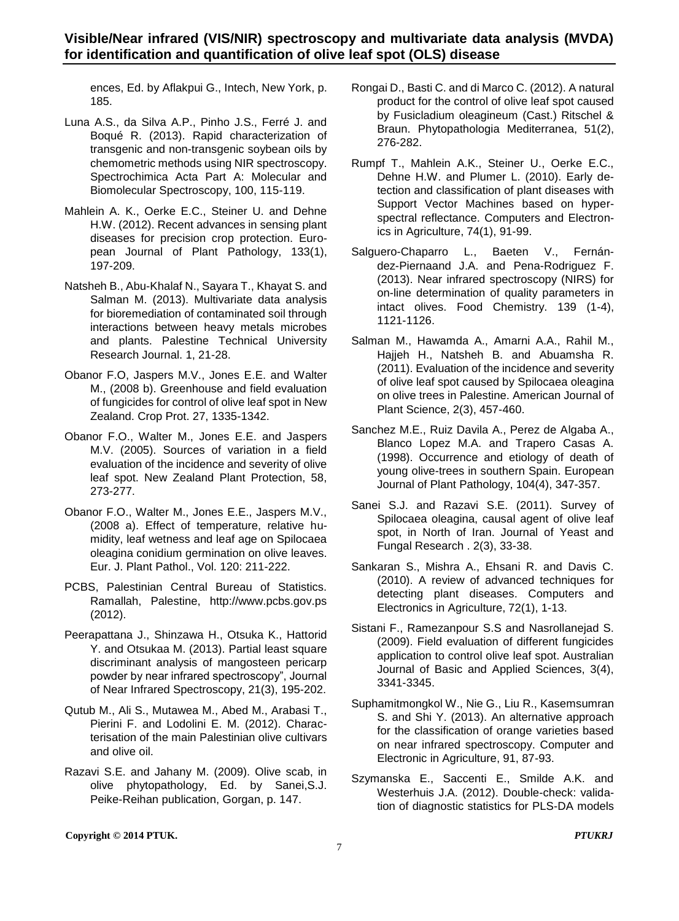ences, Ed. by Aflakpui G., Intech, New York, p. 185.

Luna A.S., da Silva A.P., Pinho J.S., Ferré J. and Boqué R. (2013). Rapid characterization of transgenic and non-transgenic soybean oils by chemometric methods using NIR spectroscopy. Spectrochimica Acta Part A: Molecular and Biomolecular Spectroscopy, 100, 115-119.

Mahlein A. K., Oerke E.C., Steiner U. and Dehne H.W. (2012). Recent advances in sensing plant diseases for precision crop protection. European Journal of Plant Pathology, 133(1), 197-209.

Natsheh B., Abu-Khalaf N., Sayara T., Khayat S. and Salman M. (2013). Multivariate data analysis for bioremediation of contaminated soil through interactions between heavy metals microbes and plants. Palestine Technical University Research Journal. 1, 21-28.

Obanor F.O, Jaspers M.V., Jones E.E. and Walter M., (2008 b). Greenhouse and field evaluation of fungicides for control of olive leaf spot in New Zealand. Crop Prot. 27, 1335-1342.

Obanor F.O., Walter M., Jones E.E. and Jaspers M.V. (2005). Sources of variation in a field evaluation of the incidence and severity of olive leaf spot. New Zealand Plant Protection, 58, 273-277.

Obanor F.O., Walter M., Jones E.E., Jaspers M.V., (2008 a). Effect of temperature, relative humidity, leaf wetness and leaf age on Spilocaea oleagina conidium germination on olive leaves. Eur. J. Plant Pathol., Vol. 120: 211-222.

PCBS, Palestinian Central Bureau of Statistics. Ramallah, Palestine, http://www.pcbs.gov.ps (2012).

Peerapattana J., Shinzawa H., Otsuka K., Hattorid Y. and Otsukaa M. (2013). Partial least square discriminant analysis of mangosteen pericarp powder by near infrared spectroscopy", Journal of Near Infrared Spectroscopy, 21(3), 195-202.

Qutub M., Ali S., Mutawea M., Abed M., Arabasi T., Pierini F. and Lodolini E. M. (2012). Characterisation of the main Palestinian olive cultivars and olive oil.

Razavi S.E. and Jahany M. (2009). Olive scab, in olive phytopathology, Ed. by Sanei,S.J. Peike-Reihan publication, Gorgan, p. 147.

Rongai D., Basti C. and di Marco C. (2012). A natural product for the control of olive leaf spot caused by Fusicladium oleagineum (Cast.) Ritschel & Braun. Phytopathologia Mediterranea, 51(2), 276-282.

Rumpf T., Mahlein A.K., Steiner U., Oerke E.C., Dehne H.W. and Plumer L. (2010). Early detection and classification of plant diseases with Support Vector Machines based on hyperspectral reflectance. Computers and Electronics in Agriculture, 74(1), 91-99.

Salguero-Chaparro L., Baeten V., Fernández-Piernaand J.A. and Pena-Rodriguez F. (2013). Near infrared spectroscopy (NIRS) for on-line determination of quality parameters in intact olives. Food Chemistry. 139 (1-4), 1121-1126.

Salman M., Hawamda A., Amarni A.A., Rahil M., Hajjeh H., Natsheh B. and Abuamsha R. (2011). Evaluation of the incidence and severity of olive leaf spot caused by Spilocaea oleagina on olive trees in Palestine. American Journal of Plant Science, 2(3), 457-460.

Sanchez M.E., Ruiz Davila A., Perez de Algaba A., Blanco Lopez M.A. and Trapero Casas A. (1998). Occurrence and etiology of death of young olive-trees in southern Spain. European Journal of Plant Pathology, 104(4), 347-357.

Sanei S.J. and Razavi S.E. (2011). Survey of Spilocaea oleagina, causal agent of olive leaf spot, in North of Iran. Journal of Yeast and Fungal Research . 2(3), 33-38.

Sankaran S., Mishra A., Ehsani R. and Davis C. (2010). A review of advanced techniques for detecting plant diseases. Computers and Electronics in Agriculture, 72(1), 1-13.

Sistani F., Ramezanpour S.S and Nasrollanejad S. (2009). Field evaluation of different fungicides application to control olive leaf spot. Australian Journal of Basic and Applied Sciences, 3(4), 3341-3345.

Suphamitmongkol W., Nie G., Liu R., Kasemsumran S. and Shi Y. (2013). An alternative approach for the classification of orange varieties based on near infrared spectroscopy. Computer and Electronic in Agriculture, 91, 87-93.

Szymanska E., Saccenti E., Smilde A.K. and Westerhuis J.A. (2012). Double-check: validation of diagnostic statistics for PLS-DA models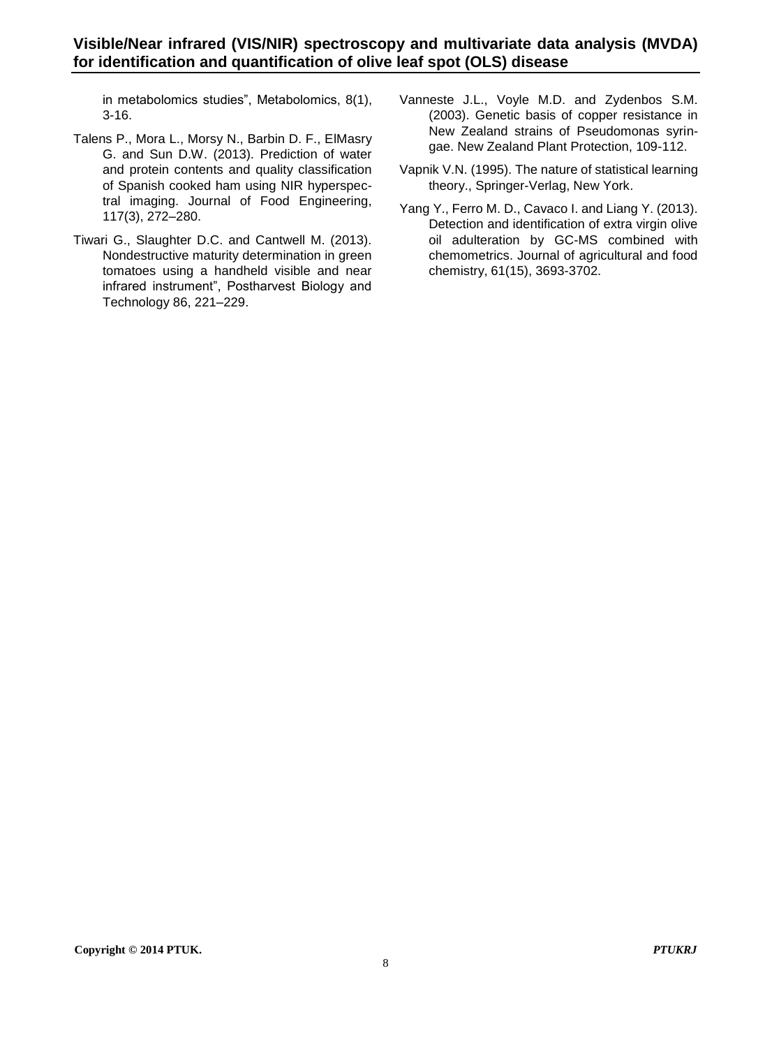in metabolomics studies", Metabolomics, 8(1), 3-16.

Talens P., Mora L., Morsy N., Barbin D. F., ElMasry G. and Sun D.W. (2013). Prediction of water and protein contents and quality classification of Spanish cooked ham using NIR hyperspectral imaging. Journal of Food Engineering, 117(3), 272–280.

Tiwari G., Slaughter D.C. and Cantwell M. (2013). Nondestructive maturity determination in green tomatoes using a handheld visible and near infrared instrument", Postharvest Biology and Technology 86, 221–229.

Vanneste J.L., Voyle M.D. and Zydenbos S.M. (2003). Genetic basis of copper resistance in New Zealand strains of Pseudomonas syringae. New Zealand Plant Protection, 109-112.

Vapnik V.N. (1995). The nature of statistical learning theory., Springer-Verlag, New York.

Yang Y., Ferro M. D., Cavaco I. and Liang Y. (2013). Detection and identification of extra virgin olive oil adulteration by GC-MS combined with chemometrics. Journal of agricultural and food chemistry, 61(15), 3693-3702.